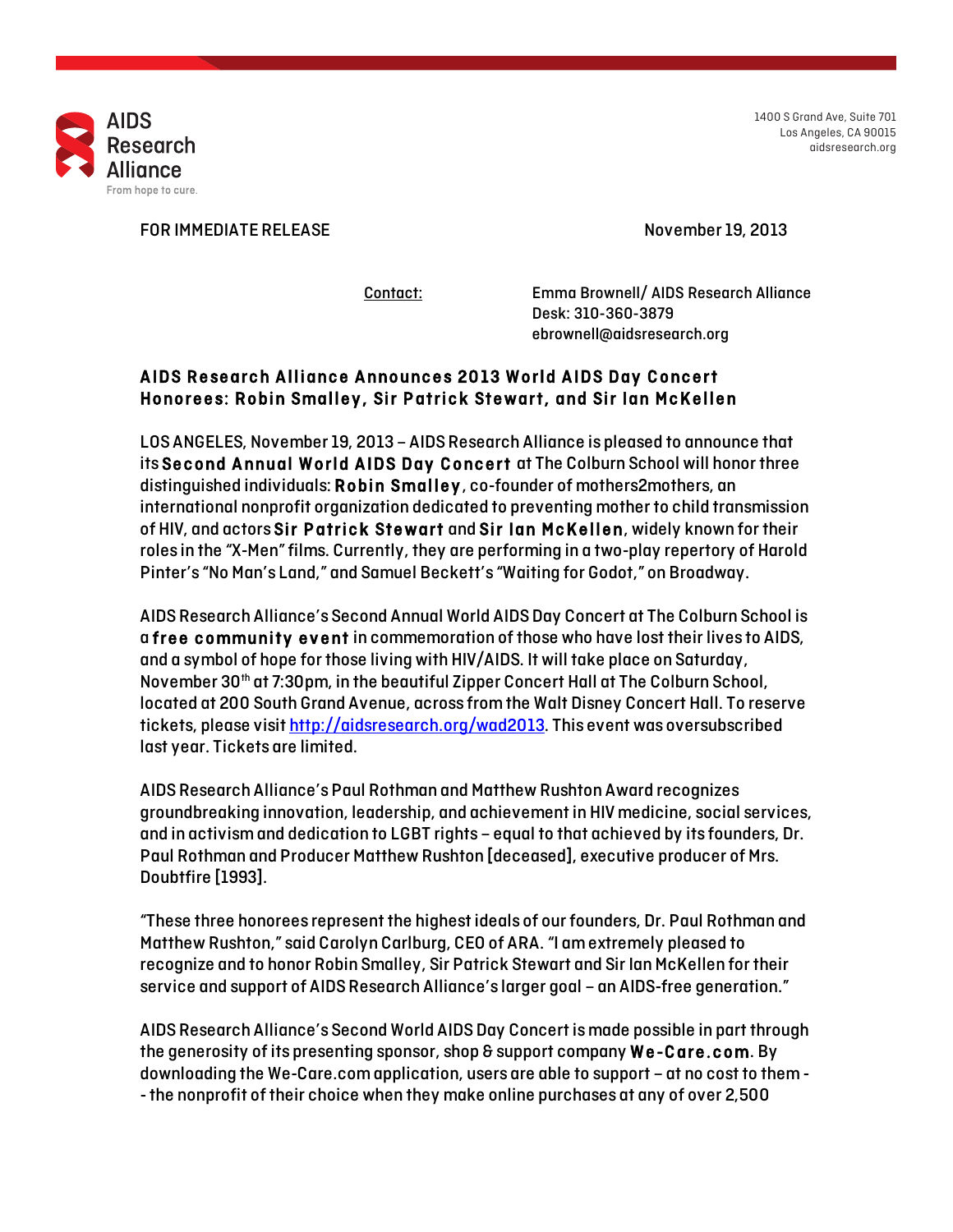**AIDS Research Alliance**
From hope to cure.

1400 S Grand Ave, Suite 701
Los Angeles, CA 90015
aidsresearch.org

FOR IMMEDIATE RELEASE November 19, 2013

Contact: Emma Brownell/ AIDS Research Alliance
Desk: 310-360-3879
ebrownell@aidsresearch.org

## AIDS Research Alliance Announces 2013 World AIDS Day Concert Honorees: Robin Smalley, Sir Patrick Stewart, and Sir Ian McKellen

LOS ANGELES, November 19, 2013 – AIDS Research Alliance is pleased to announce that its **Second Annual World AIDS Day Concert** at The Colburn School will honor three distinguished individuals: **Robin Smalley**, co-founder of mothers2mothers, an international nonprofit organization dedicated to preventing mother to child transmission of HIV, and actors **Sir Patrick Stewart** and **Sir Ian McKellen**, widely known for their roles in the "X-Men" films. Currently, they are performing in a two-play repertory of Harold Pinter's "No Man's Land," and Samuel Beckett's "Waiting for Godot," on Broadway.

AIDS Research Alliance's Second Annual World AIDS Day Concert at The Colburn School is a **free community event** in commemoration of those who have lost their lives to AIDS, and a symbol of hope for those living with HIV/AIDS. It will take place on Saturday, November 30th at 7:30pm, in the beautiful Zipper Concert Hall at The Colburn School, located at 200 South Grand Avenue, across from the Walt Disney Concert Hall. To reserve tickets, please visit http://aidsresearch.org/wad2013. This event was oversubscribed last year. Tickets are limited.

AIDS Research Alliance's Paul Rothman and Matthew Rushton Award recognizes groundbreaking innovation, leadership, and achievement in HIV medicine, social services, and in activism and dedication to LGBT rights – equal to that achieved by its founders, Dr. Paul Rothman and Producer Matthew Rushton [deceased], executive producer of Mrs. Doubtfire [1993].

"These three honorees represent the highest ideals of our founders, Dr. Paul Rothman and Matthew Rushton," said Carolyn Carlburg, CEO of ARA. "I am extremely pleased to recognize and to honor Robin Smalley, Sir Patrick Stewart and Sir Ian McKellen for their service and support of AIDS Research Alliance's larger goal – an AIDS-free generation."

AIDS Research Alliance's Second World AIDS Day Concert is made possible in part through the generosity of its presenting sponsor, shop & support company **We-Care.com**. By downloading the We-Care.com application, users are able to support – at no cost to them -- the nonprofit of their choice when they make online purchases at any of over 2,500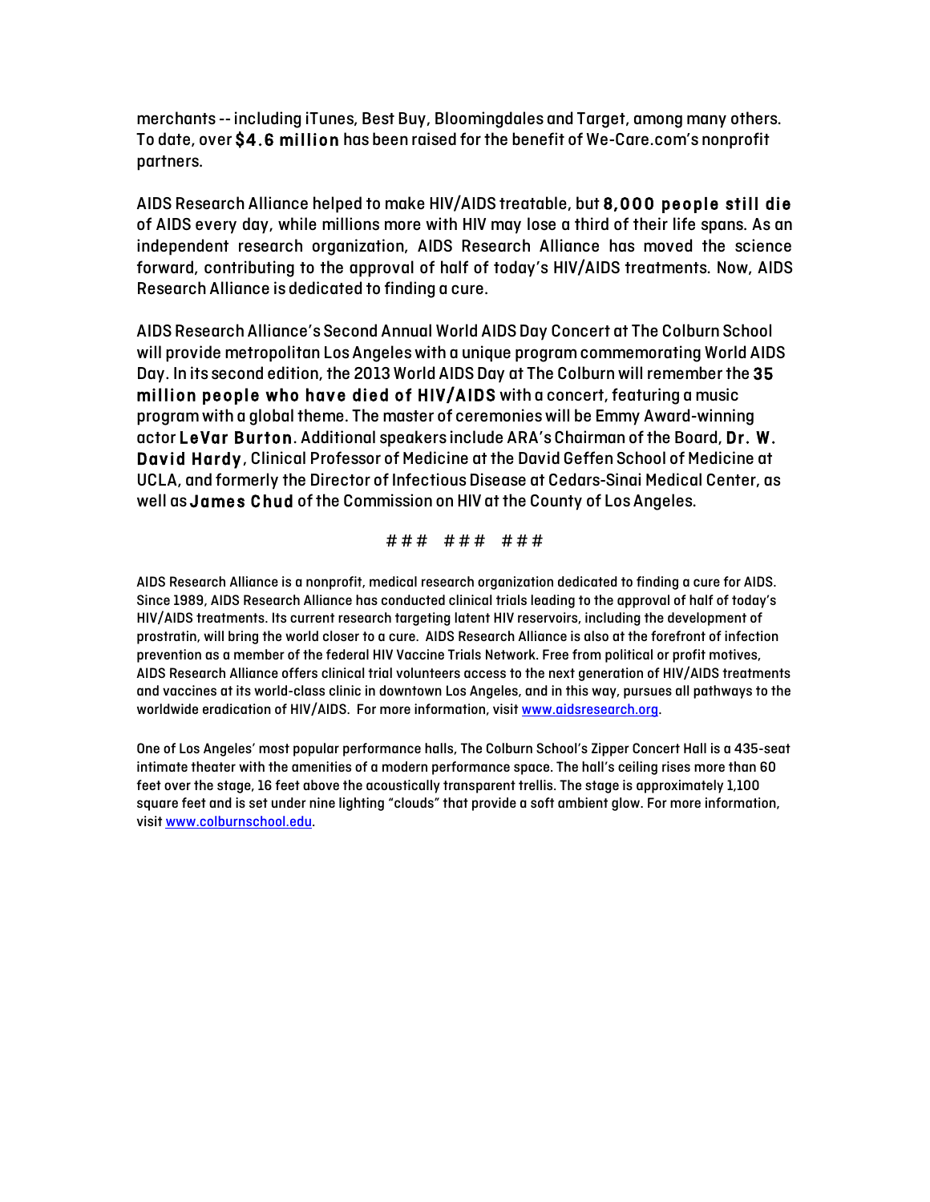merchants -- including iTunes, Best Buy, Bloomingdales and Target, among many others. To date, over **$4.6 million** has been raised for the benefit of We-Care.com's nonprofit partners.

AIDS Research Alliance helped to make HIV/AIDS treatable, but **8,000 people still die** of AIDS every day, while millions more with HIV may lose a third of their life spans. As an independent research organization, AIDS Research Alliance has moved the science forward, contributing to the approval of half of today's HIV/AIDS treatments. Now, AIDS Research Alliance is dedicated to finding a cure.

AIDS Research Alliance's Second Annual World AIDS Day Concert at The Colburn School will provide metropolitan Los Angeles with a unique program commemorating World AIDS Day. In its second edition, the 2013 World AIDS Day at The Colburn will remember the **35 million people who have died of HIV/AIDS** with a concert, featuring a music program with a global theme. The master of ceremonies will be Emmy Award-winning actor **LeVar Burton**. Additional speakers include ARA's Chairman of the Board, **Dr. W. David Hardy**, Clinical Professor of Medicine at the David Geffen School of Medicine at UCLA, and formerly the Director of Infectious Disease at Cedars-Sinai Medical Center, as well as **James Chud** of the Commission on HIV at the County of Los Angeles.

### ### ###

AIDS Research Alliance is a nonprofit, medical research organization dedicated to finding a cure for AIDS. Since 1989, AIDS Research Alliance has conducted clinical trials leading to the approval of half of today's HIV/AIDS treatments. Its current research targeting latent HIV reservoirs, including the development of prostratin, will bring the world closer to a cure. AIDS Research Alliance is also at the forefront of infection prevention as a member of the federal HIV Vaccine Trials Network. Free from political or profit motives, AIDS Research Alliance offers clinical trial volunteers access to the next generation of HIV/AIDS treatments and vaccines at its world-class clinic in downtown Los Angeles, and in this way, pursues all pathways to the worldwide eradication of HIV/AIDS. For more information, visit www.aidsresearch.org.

One of Los Angeles' most popular performance halls, The Colburn School's Zipper Concert Hall is a 435-seat intimate theater with the amenities of a modern performance space. The hall's ceiling rises more than 60 feet over the stage, 16 feet above the acoustically transparent trellis. The stage is approximately 1,100 square feet and is set under nine lighting "clouds" that provide a soft ambient glow. For more information, visit www.colburnschool.edu.